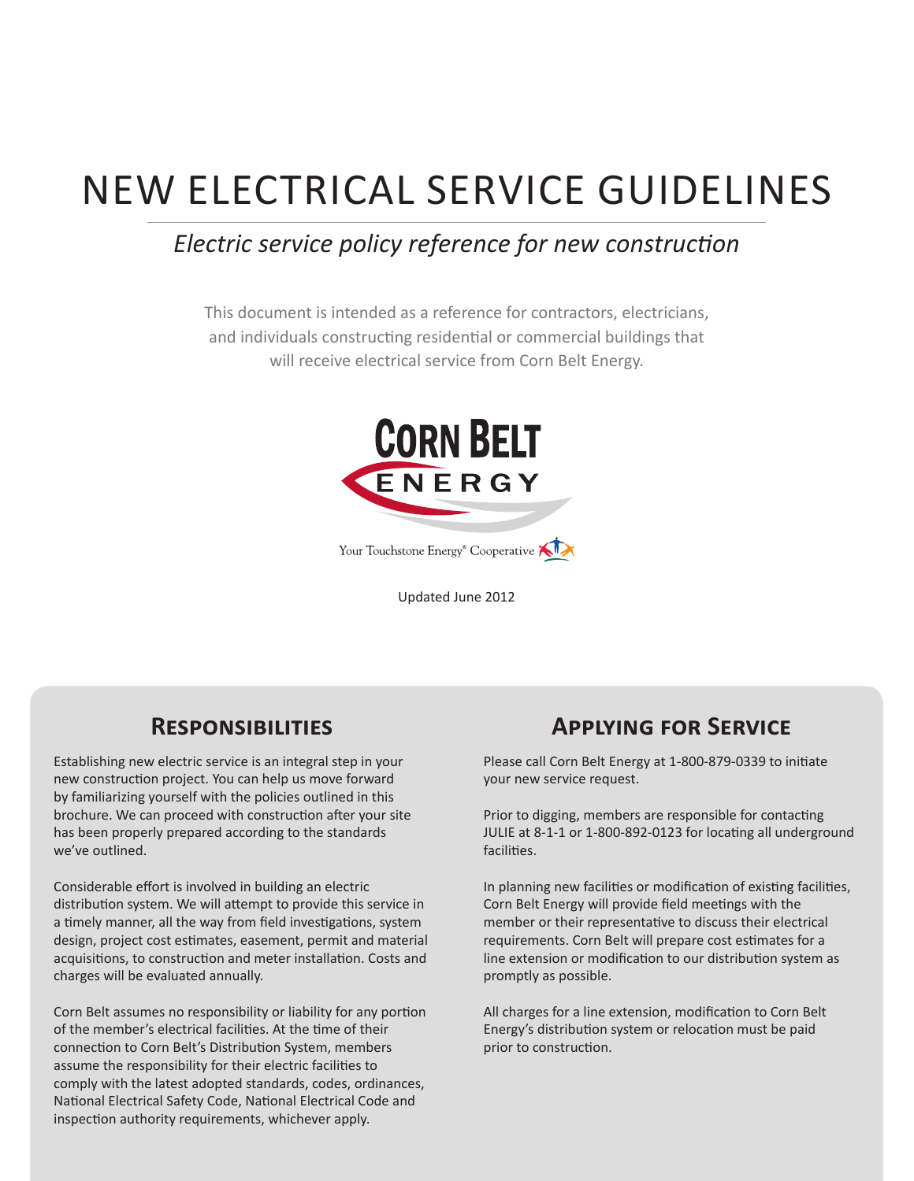# NEW ELECTRICAL SERVICE GUIDELINES

*Electric service policy reference for new construction*

This document is intended as a reference for contractors, electricians, and individuals constructing residential or commercial buildings that will receive electrical service from Corn Belt Energy.

CORN BELT ENERGY

Your Touchstone Energy® Cooperative

Updated June 2012

## Responsibilities

Establishing new electric service is an integral step in your new construction project. You can help us move forward by familiarizing yourself with the policies outlined in this brochure. We can proceed with construction after your site has been properly prepared according to the standards we've outlined.

Considerable effort is involved in building an electric distribution system. We will attempt to provide this service in a timely manner, all the way from field investigations, system design, project cost estimates, easement, permit and material acquisitions, to construction and meter installation. Costs and charges will be evaluated annually.

Corn Belt assumes no responsibility or liability for any portion of the member's electrical facilities. At the time of their connection to Corn Belt's Distribution System, members assume the responsibility for their electric facilities to comply with the latest adopted standards, codes, ordinances, National Electrical Safety Code, National Electrical Code and inspection authority requirements, whichever apply.

## Applying for Service

Please call Corn Belt Energy at 1-800-879-0339 to initiate your new service request.

Prior to digging, members are responsible for contacting JULIE at 8-1-1 or 1-800-892-0123 for locating all underground facilities.

In planning new facilities or modification of existing facilities, Corn Belt Energy will provide field meetings with the member or their representative to discuss their electrical requirements. Corn Belt will prepare cost estimates for a line extension or modification to our distribution system as promptly as possible.

All charges for a line extension, modification to Corn Belt Energy's distribution system or relocation must be paid prior to construction.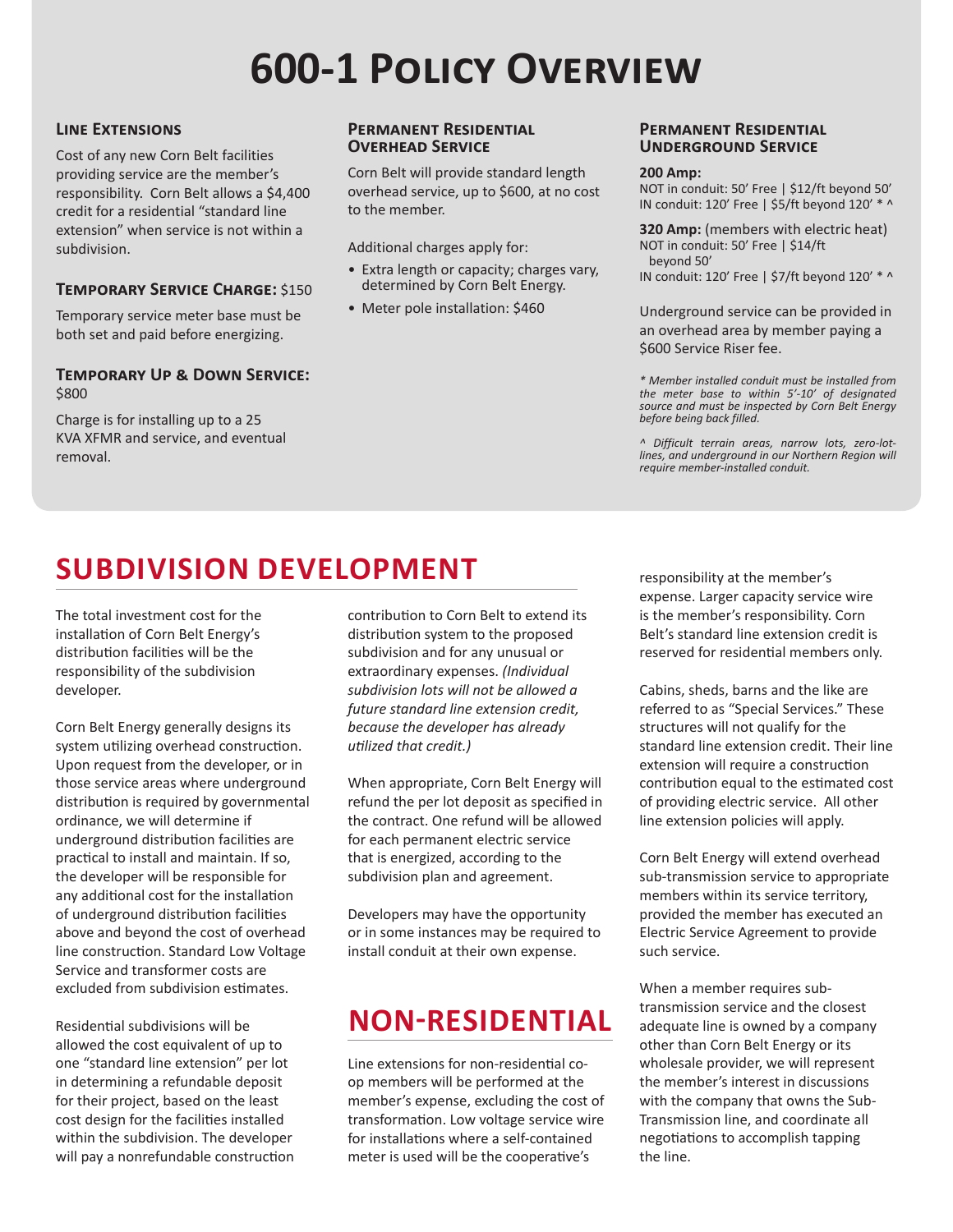# 600-1 Policy Overview

### Line Extensions

Cost of any new Corn Belt facilities providing service are the member's responsibility. Corn Belt allows a $4,400 credit for a residential "standard line extension" when service is not within a subdivision.

### Temporary Service Charge: $150

Temporary service meter base must be both set and paid before energizing.

### Temporary Up & Down Service: $800

Charge is for installing up to a 25 KVA XFMR and service, and eventual removal.

### Permanent Residential Overhead Service

Corn Belt will provide standard length overhead service, up to $600, at no cost to the member.

Additional charges apply for:

- Extra length or capacity; charges vary, determined by Corn Belt Energy.
- Meter pole installation: $460

### Permanent Residential Underground Service

**200 Amp:**
NOT in conduit: 50' Free | $12/ft beyond 50'
IN conduit: 120' Free | $5/ft beyond 120' * ^

**320 Amp:** (members with electric heat)
NOT in conduit: 50' Free | $14/ft beyond 50'
IN conduit: 120' Free | $7/ft beyond 120' * ^

Underground service can be provided in an overhead area by member paying a $600 Service Riser fee.

*\* Member installed conduit must be installed from the meter base to within 5'-10' of designated source and must be inspected by Corn Belt Energy before being back filled.*

*^ Difficult terrain areas, narrow lots, zero-lot-lines, and underground in our Northern Region will require member-installed conduit.*

## SUBDIVISION DEVELOPMENT

The total investment cost for the installation of Corn Belt Energy's distribution facilities will be the responsibility of the subdivision developer.

Corn Belt Energy generally designs its system utilizing overhead construction. Upon request from the developer, or in those service areas where underground distribution is required by governmental ordinance, we will determine if underground distribution facilities are practical to install and maintain. If so, the developer will be responsible for any additional cost for the installation of underground distribution facilities above and beyond the cost of overhead line construction. Standard Low Voltage Service and transformer costs are excluded from subdivision estimates.

Residential subdivisions will be allowed the cost equivalent of up to one "standard line extension" per lot in determining a refundable deposit for their project, based on the least cost design for the facilities installed within the subdivision. The developer will pay a nonrefundable construction contribution to Corn Belt to extend its distribution system to the proposed subdivision and for any unusual or extraordinary expenses. *(Individual subdivision lots will not be allowed a future standard line extension credit, because the developer has already utilized that credit.)*

When appropriate, Corn Belt Energy will refund the per lot deposit as specified in the contract. One refund will be allowed for each permanent electric service that is energized, according to the subdivision plan and agreement.

Developers may have the opportunity or in some instances may be required to install conduit at their own expense.

## NON-RESIDENTIAL

Line extensions for non-residential co-op members will be performed at the member's expense, excluding the cost of transformation. Low voltage service wire for installations where a self-contained meter is used will be the cooperative's responsibility at the member's expense. Larger capacity service wire is the member's responsibility. Corn Belt's standard line extension credit is reserved for residential members only.

Cabins, sheds, barns and the like are referred to as "Special Services." These structures will not qualify for the standard line extension credit. Their line extension will require a construction contribution equal to the estimated cost of providing electric service. All other line extension policies will apply.

Corn Belt Energy will extend overhead sub-transmission service to appropriate members within its service territory, provided the member has executed an Electric Service Agreement to provide such service.

When a member requires sub-transmission service and the closest adequate line is owned by a company other than Corn Belt Energy or its wholesale provider, we will represent the member's interest in discussions with the company that owns the Sub-Transmission line, and coordinate all negotiations to accomplish tapping the line.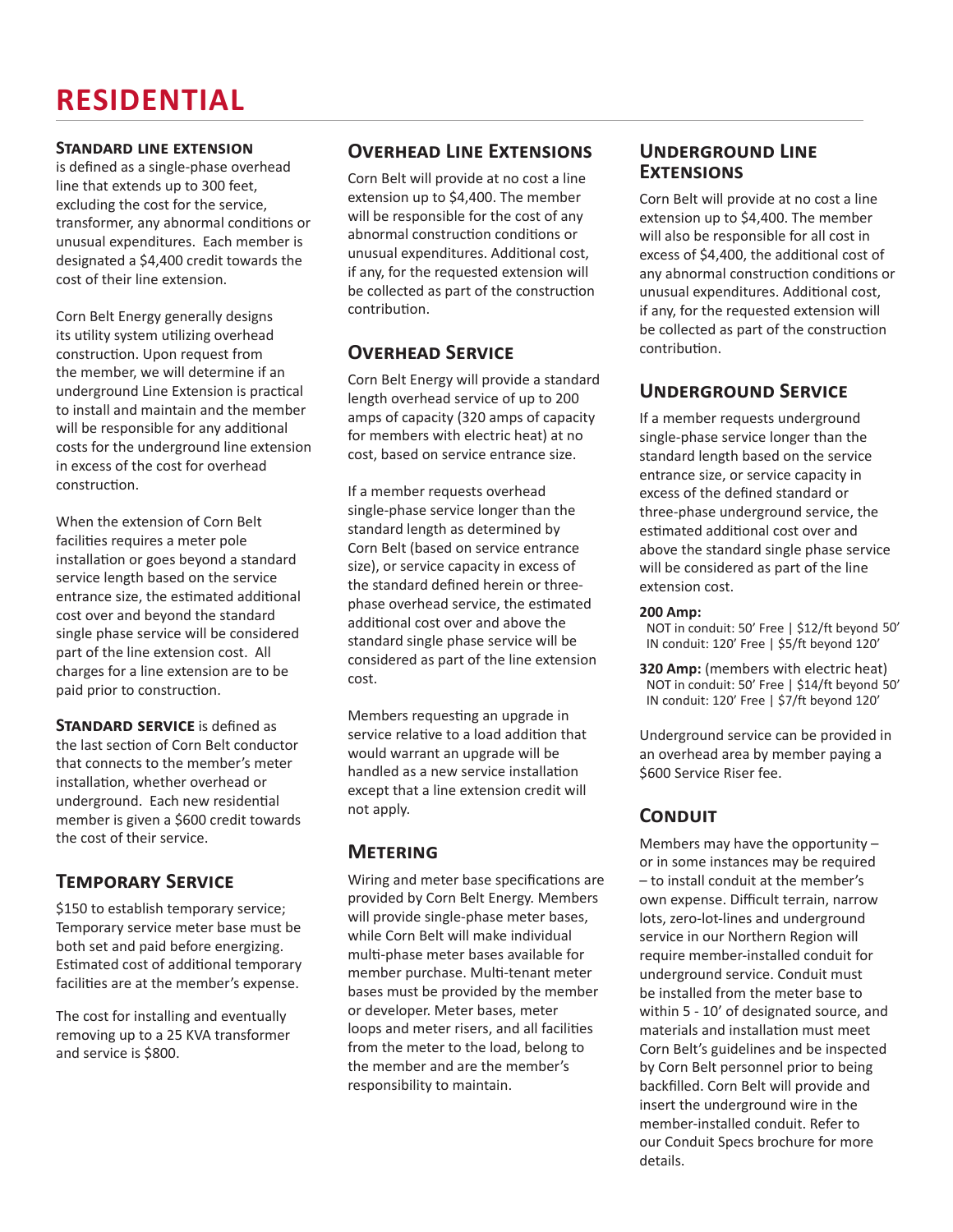# RESIDENTIAL

### Standard line extension

is defined as a single-phase overhead line that extends up to 300 feet, excluding the cost for the service, transformer, any abnormal conditions or unusual expenditures. Each member is designated a $4,400 credit towards the cost of their line extension.

Corn Belt Energy generally designs its utility system utilizing overhead construction. Upon request from the member, we will determine if an underground Line Extension is practical to install and maintain and the member will be responsible for any additional costs for the underground line extension in excess of the cost for overhead construction.

When the extension of Corn Belt facilities requires a meter pole installation or goes beyond a standard service length based on the service entrance size, the estimated additional cost over and beyond the standard single phase service will be considered part of the line extension cost. All charges for a line extension are to be paid prior to construction.

**Standard service** is defined as the last section of Corn Belt conductor that connects to the member's meter installation, whether overhead or underground. Each new residential member is given a $600 credit towards the cost of their service.

## Temporary Service

$150 to establish temporary service; Temporary service meter base must be both set and paid before energizing. Estimated cost of additional temporary facilities are at the member's expense.

The cost for installing and eventually removing up to a 25 KVA transformer and service is $800.

## Overhead Line Extensions

Corn Belt will provide at no cost a line extension up to $4,400. The member will be responsible for the cost of any abnormal construction conditions or unusual expenditures. Additional cost, if any, for the requested extension will be collected as part of the construction contribution.

## Overhead Service

Corn Belt Energy will provide a standard length overhead service of up to 200 amps of capacity (320 amps of capacity for members with electric heat) at no cost, based on service entrance size.

If a member requests overhead single-phase service longer than the standard length as determined by Corn Belt (based on service entrance size), or service capacity in excess of the standard defined herein or three-phase overhead service, the estimated additional cost over and above the standard single phase service will be considered as part of the line extension cost.

Members requesting an upgrade in service relative to a load addition that would warrant an upgrade will be handled as a new service installation except that a line extension credit will not apply.

## Metering

Wiring and meter base specifications are provided by Corn Belt Energy. Members will provide single-phase meter bases, while Corn Belt will make individual multi-phase meter bases available for member purchase. Multi-tenant meter bases must be provided by the member or developer. Meter bases, meter loops and meter risers, and all facilities from the meter to the load, belong to the member and are the member's responsibility to maintain.

## Underground Line Extensions

Corn Belt will provide at no cost a line extension up to $4,400. The member will also be responsible for all cost in excess of $4,400, the additional cost of any abnormal construction conditions or unusual expenditures. Additional cost, if any, for the requested extension will be collected as part of the construction contribution.

## Underground Service

If a member requests underground single-phase service longer than the standard length based on the service entrance size, or service capacity in excess of the defined standard or three-phase underground service, the estimated additional cost over and above the standard single phase service will be considered as part of the line extension cost.

**200 Amp:**
NOT in conduit: 50' Free | $12/ft beyond 50'
IN conduit: 120' Free | $5/ft beyond 120'

**320 Amp:** (members with electric heat)
NOT in conduit: 50' Free | $14/ft beyond 50'
IN conduit: 120' Free | $7/ft beyond 120'

Underground service can be provided in an overhead area by member paying a $600 Service Riser fee.

## Conduit

Members may have the opportunity – or in some instances may be required – to install conduit at the member's own expense. Difficult terrain, narrow lots, zero-lot-lines and underground service in our Northern Region will require member-installed conduit for underground service. Conduit must be installed from the meter base to within 5 - 10' of designated source, and materials and installation must meet Corn Belt's guidelines and be inspected by Corn Belt personnel prior to being backfilled. Corn Belt will provide and insert the underground wire in the member-installed conduit. Refer to our Conduit Specs brochure for more details.